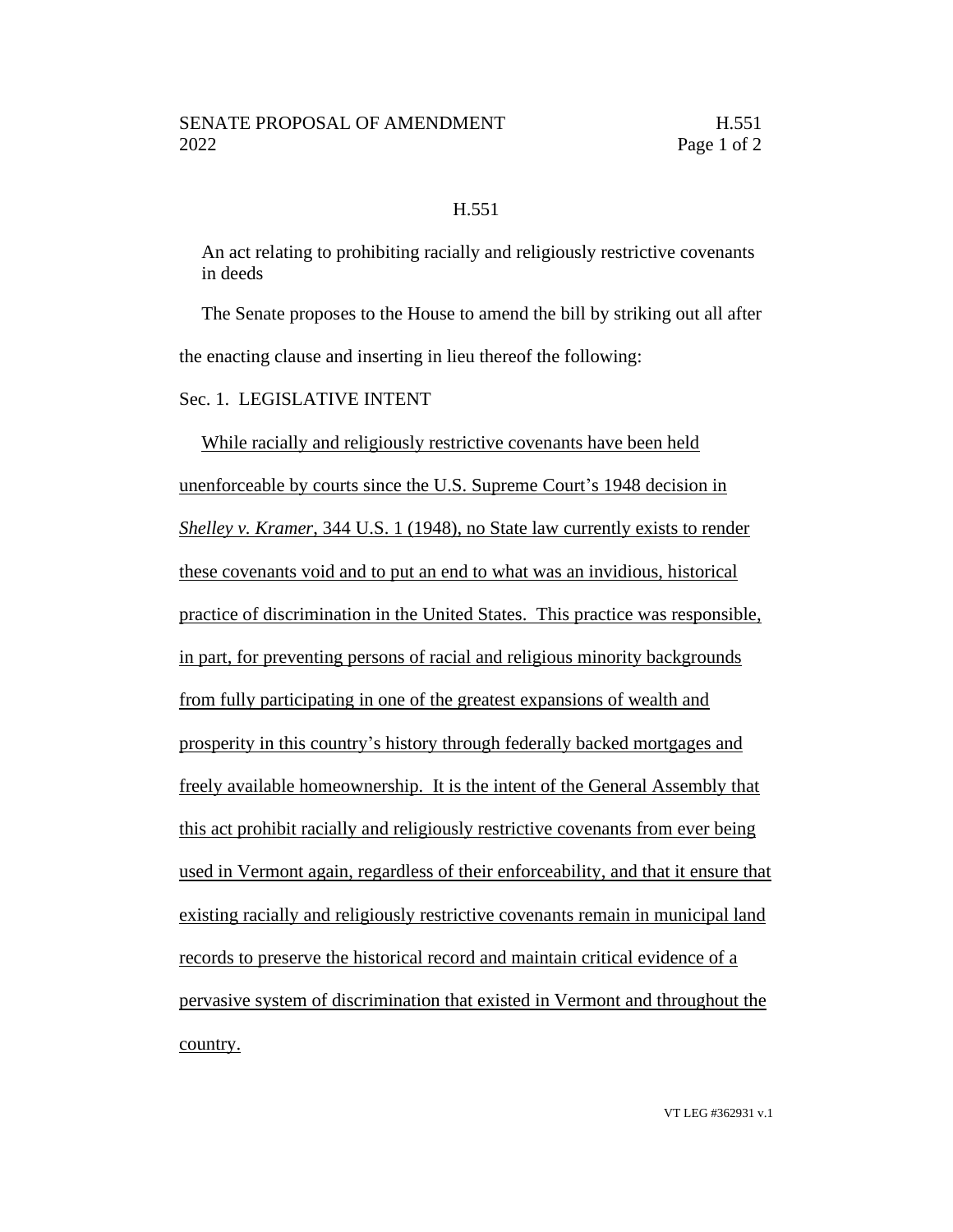# H.551

An act relating to prohibiting racially and religiously restrictive covenants in deeds

The Senate proposes to the House to amend the bill by striking out all after the enacting clause and inserting in lieu thereof the following:

Sec. 1. LEGISLATIVE INTENT

While racially and religiously restrictive covenants have been held unenforceable by courts since the U.S. Supreme Court's 1948 decision in *Shelley v. Kramer*, 344 U.S. 1 (1948), no State law currently exists to render these covenants void and to put an end to what was an invidious, historical practice of discrimination in the United States. This practice was responsible, in part, for preventing persons of racial and religious minority backgrounds from fully participating in one of the greatest expansions of wealth and prosperity in this country's history through federally backed mortgages and freely available homeownership. It is the intent of the General Assembly that this act prohibit racially and religiously restrictive covenants from ever being used in Vermont again, regardless of their enforceability, and that it ensure that existing racially and religiously restrictive covenants remain in municipal land records to preserve the historical record and maintain critical evidence of a pervasive system of discrimination that existed in Vermont and throughout the country.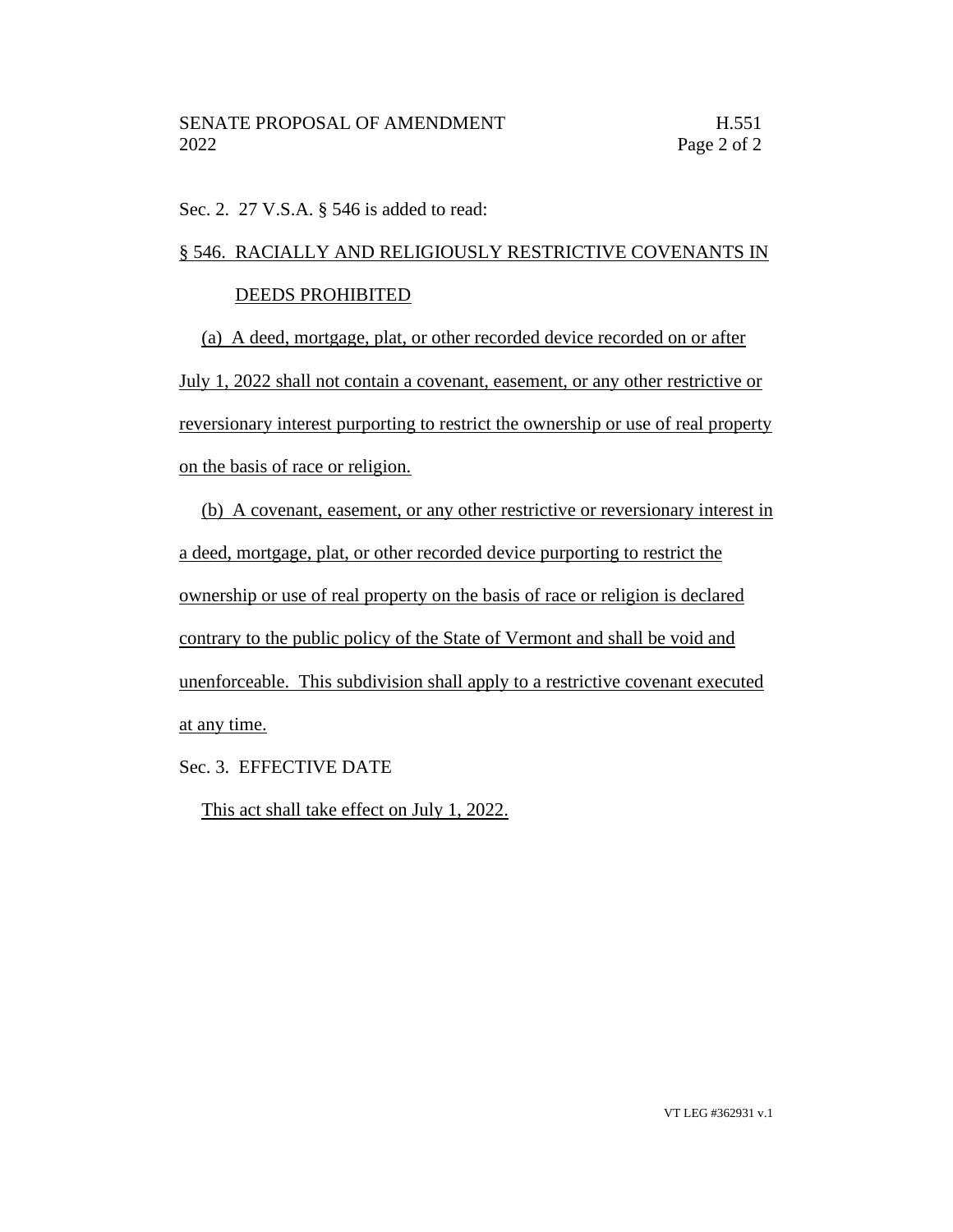Sec. 2. 27 V.S.A. § 546 is added to read:

§ 546. RACIALLY AND RELIGIOUSLY RESTRICTIVE COVENANTS IN DEEDS PROHIBITED

(a) A deed, mortgage, plat, or other recorded device recorded on or after July 1, 2022 shall not contain a covenant, easement, or any other restrictive or reversionary interest purporting to restrict the ownership or use of real property on the basis of race or religion.

(b) A covenant, easement, or any other restrictive or reversionary interest in a deed, mortgage, plat, or other recorded device purporting to restrict the ownership or use of real property on the basis of race or religion is declared contrary to the public policy of the State of Vermont and shall be void and unenforceable. This subdivision shall apply to a restrictive covenant executed at any time.

Sec. 3. EFFECTIVE DATE

This act shall take effect on July 1, 2022.

VT LEG #362931 v.1